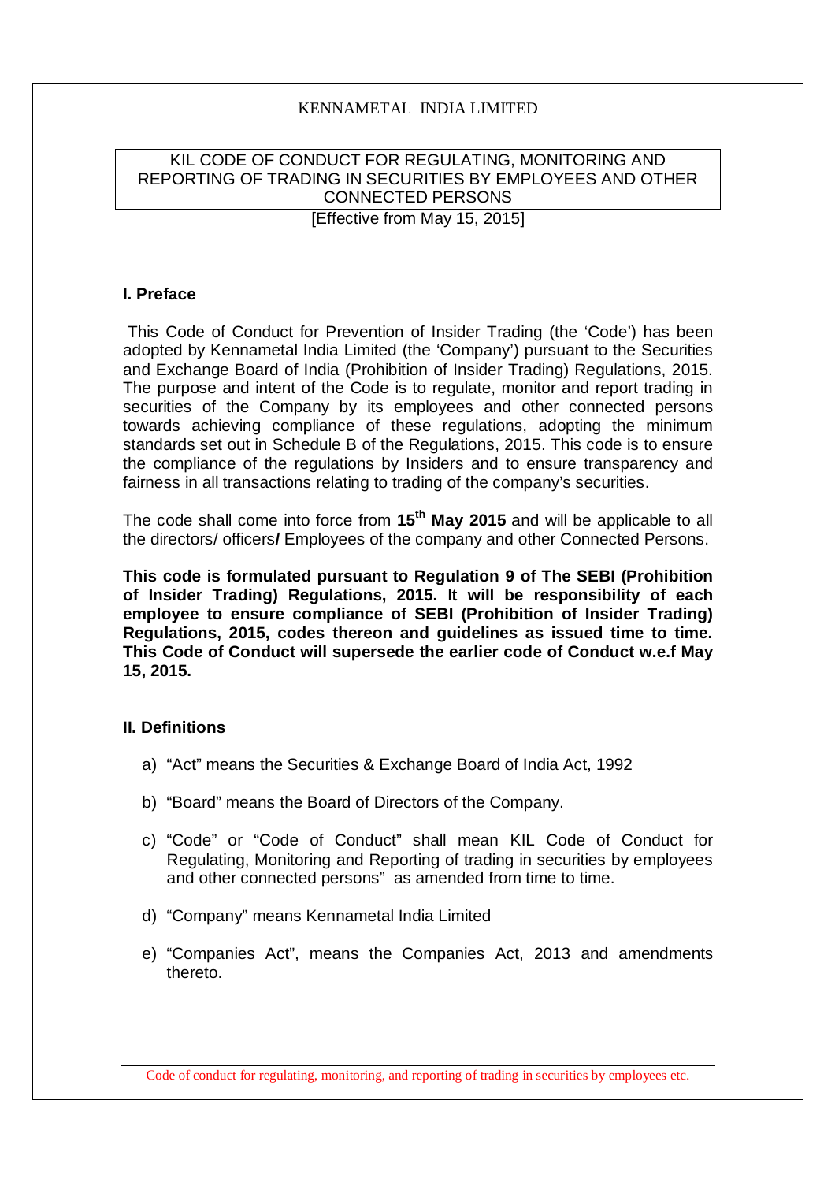KENNAMETAL INDIA LIMITED

# KIL CODE OF CONDUCT FOR REGULATING, MONITORING AND REPORTING OF TRADING IN SECURITIES BY EMPLOYEES AND OTHER CONNECTED PERSONS

[Effective from May 15, 2015]

## I. Preface

This Code of Conduct for Prevention of Insider Trading (the 'Code') has been adopted by Kennametal India Limited (the 'Company') pursuant to the Securities and Exchange Board of India (Prohibition of Insider Trading) Regulations, 2015. The purpose and intent of the Code is to regulate, monitor and report trading in securities of the Company by its employees and other connected persons towards achieving compliance of these regulations, adopting the minimum standards set out in Schedule B of the Regulations, 2015. This code is to ensure the compliance of the regulations by Insiders and to ensure transparency and fairness in all transactions relating to trading of the company's securities.

The code shall come into force from **15th May 2015** and will be applicable to all the directors/ officers**/** Employees of the company and other Connected Persons.

**This code is formulated pursuant to Regulation 9 of The SEBI (Prohibition of Insider Trading) Regulations, 2015. It will be responsibility of each employee to ensure compliance of SEBI (Prohibition of Insider Trading) Regulations, 2015, codes thereon and guidelines as issued time to time. This Code of Conduct will supersede the earlier code of Conduct w.e.f May 15, 2015.**

## II. Definitions

a) "Act" means the Securities & Exchange Board of India Act, 1992

b) "Board" means the Board of Directors of the Company.

c) "Code" or "Code of Conduct" shall mean KIL Code of Conduct for Regulating, Monitoring and Reporting of trading in securities by employees and other connected persons" as amended from time to time.

d) "Company" means Kennametal India Limited

e) "Companies Act", means the Companies Act, 2013 and amendments thereto.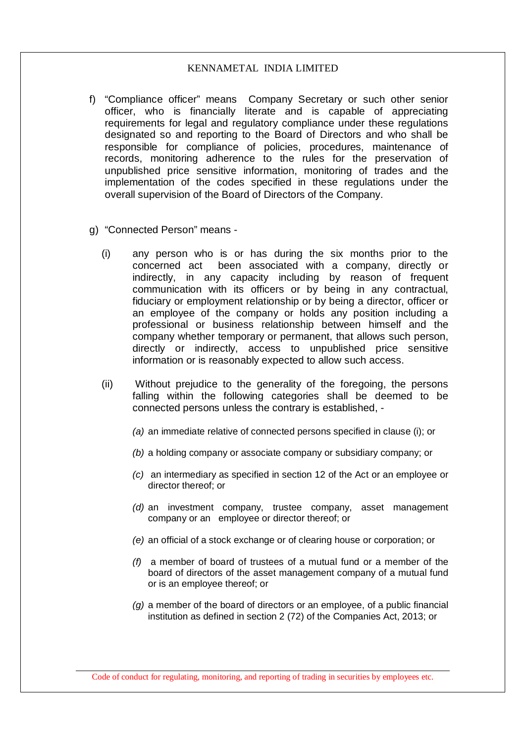f) "Compliance officer" means Company Secretary or such other senior officer, who is financially literate and is capable of appreciating requirements for legal and regulatory compliance under these regulations designated so and reporting to the Board of Directors and who shall be responsible for compliance of policies, procedures, maintenance of records, monitoring adherence to the rules for the preservation of unpublished price sensitive information, monitoring of trades and the implementation of the codes specified in these regulations under the overall supervision of the Board of Directors of the Company.

g) "Connected Person" means -

(i) any person who is or has during the six months prior to the concerned act been associated with a company, directly or indirectly, in any capacity including by reason of frequent communication with its officers or by being in any contractual, fiduciary or employment relationship or by being a director, officer or an employee of the company or holds any position including a professional or business relationship between himself and the company whether temporary or permanent, that allows such person, directly or indirectly, access to unpublished price sensitive information or is reasonably expected to allow such access.

(ii) Without prejudice to the generality of the foregoing, the persons falling within the following categories shall be deemed to be connected persons unless the contrary is established, -

*(a)* an immediate relative of connected persons specified in clause (i); or

*(b)* a holding company or associate company or subsidiary company; or

*(c)* an intermediary as specified in section 12 of the Act or an employee or director thereof; or

*(d)* an investment company, trustee company, asset management company or an employee or director thereof; or

*(e)* an official of a stock exchange or of clearing house or corporation; or

*(f)* a member of board of trustees of a mutual fund or a member of the board of directors of the asset management company of a mutual fund or is an employee thereof; or

*(g)* a member of the board of directors or an employee, of a public financial institution as defined in section 2 (72) of the Companies Act, 2013; or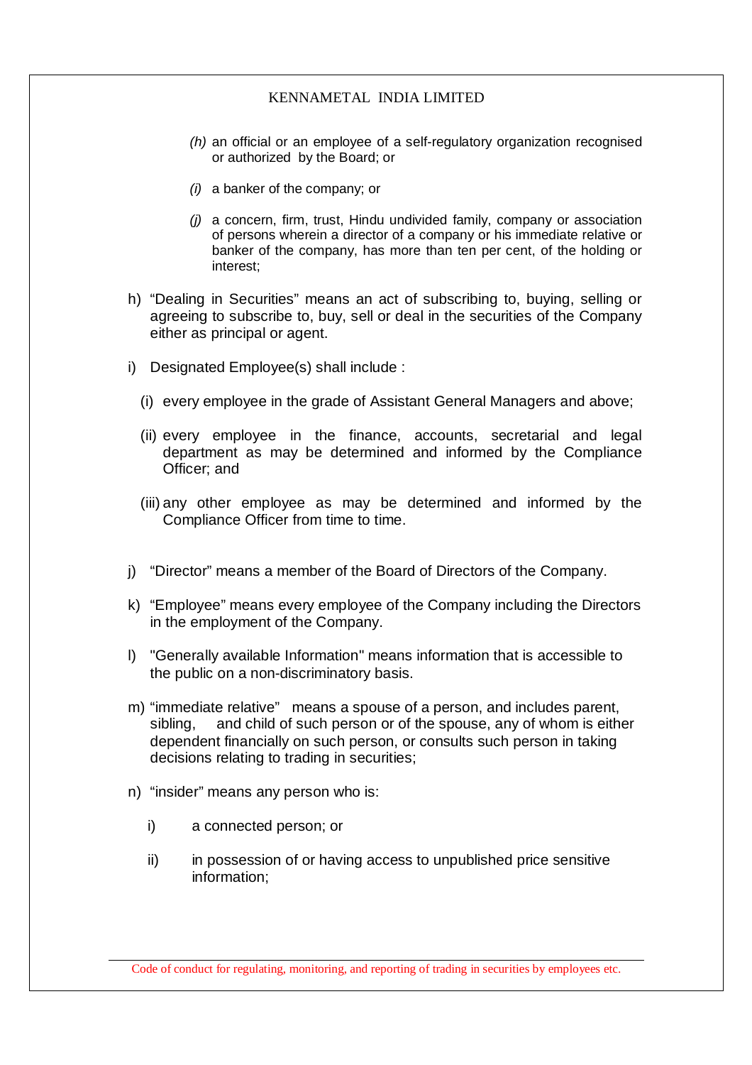*(h)* an official or an employee of a self-regulatory organization recognised or authorized by the Board; or

*(i)* a banker of the company; or

*(j)* a concern, firm, trust, Hindu undivided family, company or association of persons wherein a director of a company or his immediate relative or banker of the company, has more than ten per cent, of the holding or interest;

h) “Dealing in Securities” means an act of subscribing to, buying, selling or agreeing to subscribe to, buy, sell or deal in the securities of the Company either as principal or agent.

i) Designated Employee(s) shall include :

(i) every employee in the grade of Assistant General Managers and above;

(ii) every employee in the finance, accounts, secretarial and legal department as may be determined and informed by the Compliance Officer; and

(iii) any other employee as may be determined and informed by the Compliance Officer from time to time.

j) “Director” means a member of the Board of Directors of the Company.

k) “Employee” means every employee of the Company including the Directors in the employment of the Company.

l) "Generally available Information" means information that is accessible to the public on a non-discriminatory basis.

m) “immediate relative” means a spouse of a person, and includes parent, sibling, and child of such person or of the spouse, any of whom is either dependent financially on such person, or consults such person in taking decisions relating to trading in securities;

n) “insider” means any person who is:

i) a connected person; or

ii) in possession of or having access to unpublished price sensitive information;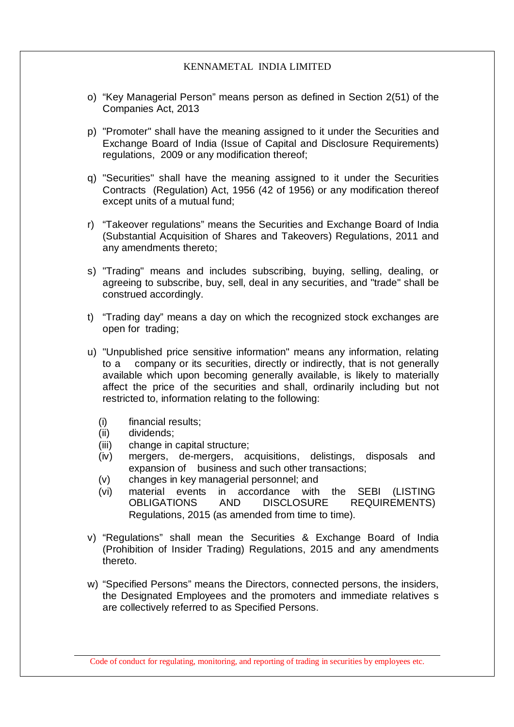o) “Key Managerial Person” means person as defined in Section 2(51) of the Companies Act, 2013

p) "Promoter" shall have the meaning assigned to it under the Securities and Exchange Board of India (Issue of Capital and Disclosure Requirements) regulations, 2009 or any modification thereof;

q) "Securities" shall have the meaning assigned to it under the Securities Contracts (Regulation) Act, 1956 (42 of 1956) or any modification thereof except units of a mutual fund;

r) “Takeover regulations” means the Securities and Exchange Board of India (Substantial Acquisition of Shares and Takeovers) Regulations, 2011 and any amendments thereto;

s) "Trading" means and includes subscribing, buying, selling, dealing, or agreeing to subscribe, buy, sell, deal in any securities, and "trade" shall be construed accordingly.

t) “Trading day” means a day on which the recognized stock exchanges are open for trading;

u) "Unpublished price sensitive information" means any information, relating to a company or its securities, directly or indirectly, that is not generally available which upon becoming generally available, is likely to materially affect the price of the securities and shall, ordinarily including but not restricted to, information relating to the following:

   (i) financial results;
   (ii) dividends;
   (iii) change in capital structure;
   (iv) mergers, de-mergers, acquisitions, delistings, disposals and expansion of business and such other transactions;
   (v) changes in key managerial personnel; and
   (vi) material events in accordance with the SEBI (LISTING OBLIGATIONS AND DISCLOSURE REQUIREMENTS) Regulations, 2015 (as amended from time to time).

v) “Regulations” shall mean the Securities & Exchange Board of India (Prohibition of Insider Trading) Regulations, 2015 and any amendments thereto.

w) “Specified Persons” means the Directors, connected persons, the insiders, the Designated Employees and the promoters and immediate relatives s are collectively referred to as Specified Persons.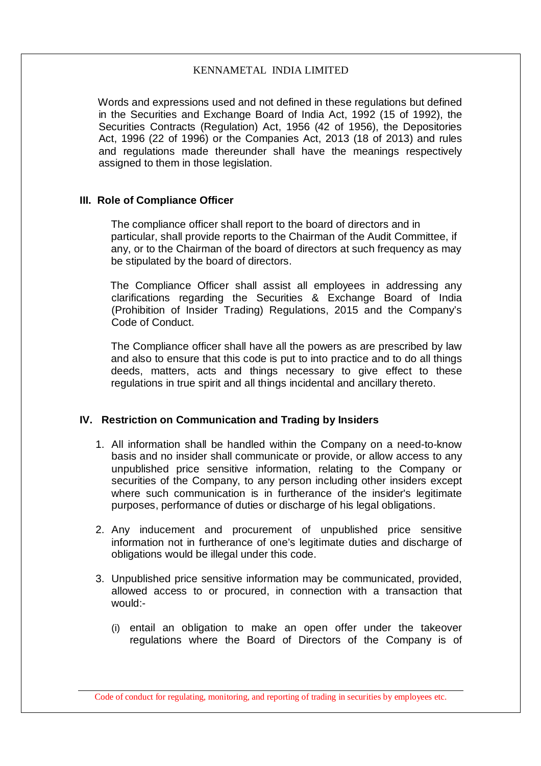Words and expressions used and not defined in these regulations but defined in the Securities and Exchange Board of India Act, 1992 (15 of 1992), the Securities Contracts (Regulation) Act, 1956 (42 of 1956), the Depositories Act, 1996 (22 of 1996) or the Companies Act, 2013 (18 of 2013) and rules and regulations made thereunder shall have the meanings respectively assigned to them in those legislation.

## III. Role of Compliance Officer

The compliance officer shall report to the board of directors and in particular, shall provide reports to the Chairman of the Audit Committee, if any, or to the Chairman of the board of directors at such frequency as may be stipulated by the board of directors.

The Compliance Officer shall assist all employees in addressing any clarifications regarding the Securities & Exchange Board of India (Prohibition of Insider Trading) Regulations, 2015 and the Company's Code of Conduct.

The Compliance officer shall have all the powers as are prescribed by law and also to ensure that this code is put to into practice and to do all things deeds, matters, acts and things necessary to give effect to these regulations in true spirit and all things incidental and ancillary thereto.

## IV. Restriction on Communication and Trading by Insiders

1. All information shall be handled within the Company on a need-to-know basis and no insider shall communicate or provide, or allow access to any unpublished price sensitive information, relating to the Company or securities of the Company, to any person including other insiders except where such communication is in furtherance of the insider's legitimate purposes, performance of duties or discharge of his legal obligations.

2. Any inducement and procurement of unpublished price sensitive information not in furtherance of one's legitimate duties and discharge of obligations would be illegal under this code.

3. Unpublished price sensitive information may be communicated, provided, allowed access to or procured, in connection with a transaction that would:-

   (i) entail an obligation to make an open offer under the takeover regulations where the Board of Directors of the Company is of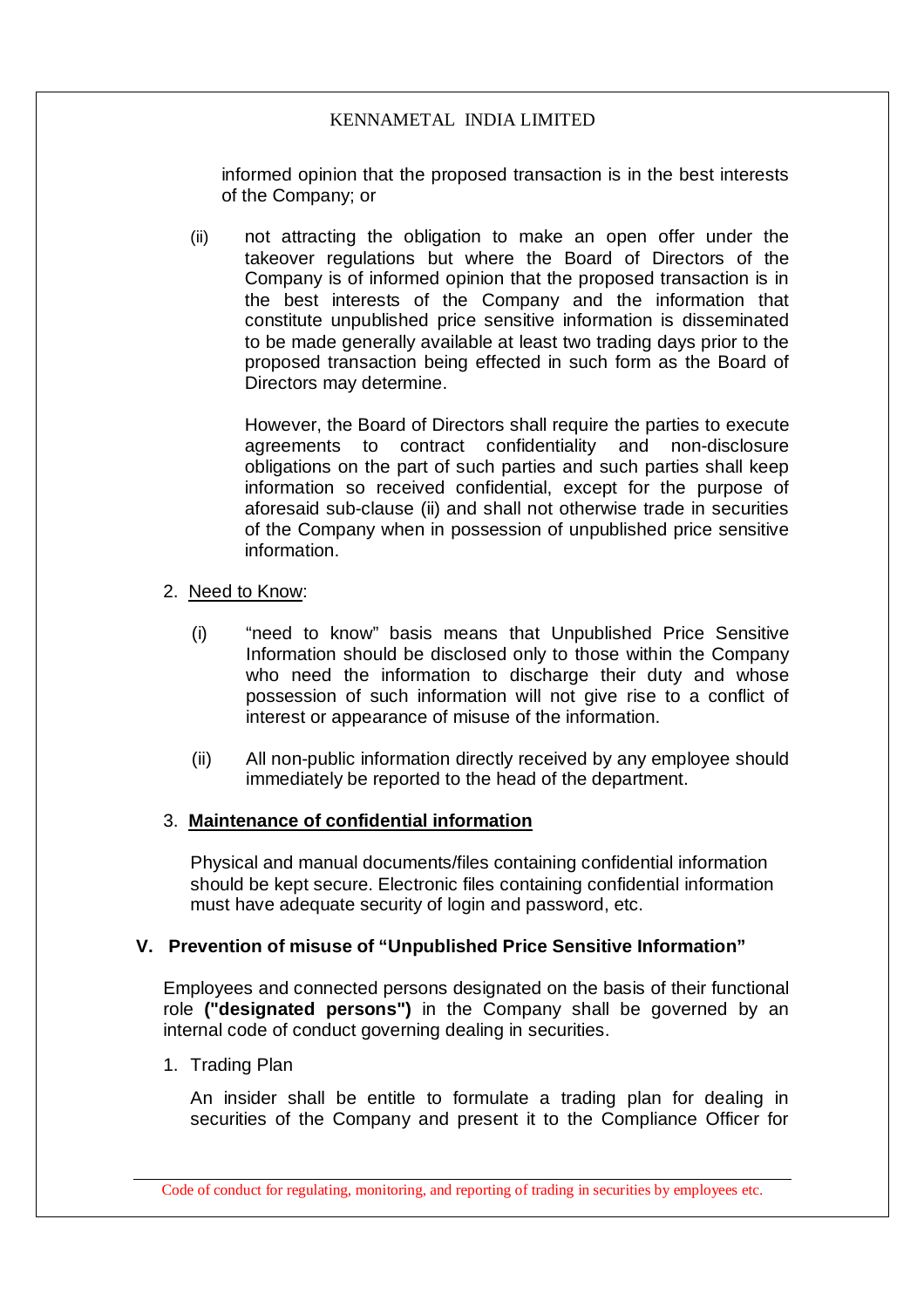informed opinion that the proposed transaction is in the best interests of the Company; or

(ii) not attracting the obligation to make an open offer under the takeover regulations but where the Board of Directors of the Company is of informed opinion that the proposed transaction is in the best interests of the Company and the information that constitute unpublished price sensitive information is disseminated to be made generally available at least two trading days prior to the proposed transaction being effected in such form as the Board of Directors may determine.

However, the Board of Directors shall require the parties to execute agreements to contract confidentiality and non-disclosure obligations on the part of such parties and such parties shall keep information so received confidential, except for the purpose of aforesaid sub-clause (ii) and shall not otherwise trade in securities of the Company when in possession of unpublished price sensitive information.

2. Need to Know:

   (i) "need to know" basis means that Unpublished Price Sensitive Information should be disclosed only to those within the Company who need the information to discharge their duty and whose possession of such information will not give rise to a conflict of interest or appearance of misuse of the information.

   (ii) All non-public information directly received by any employee should immediately be reported to the head of the department.

3. **Maintenance of confidential information**

   Physical and manual documents/files containing confidential information should be kept secure. Electronic files containing confidential information must have adequate security of login and password, etc.

## V. Prevention of misuse of "Unpublished Price Sensitive Information"

Employees and connected persons designated on the basis of their functional role **("designated persons")** in the Company shall be governed by an internal code of conduct governing dealing in securities.

1. Trading Plan

   An insider shall be entitle to formulate a trading plan for dealing in securities of the Company and present it to the Compliance Officer for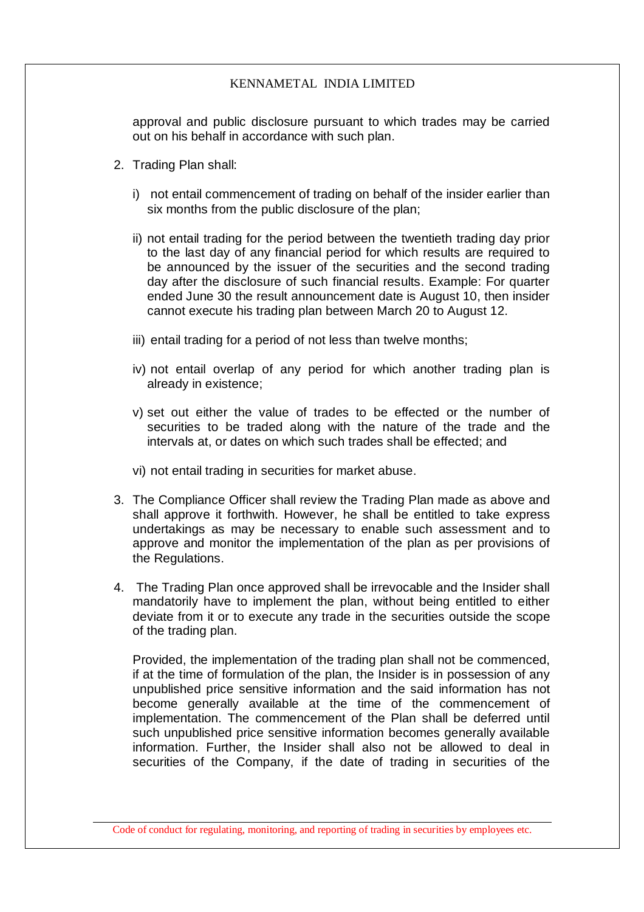approval and public disclosure pursuant to which trades may be carried out on his behalf in accordance with such plan.

2. Trading Plan shall:

   i) not entail commencement of trading on behalf of the insider earlier than six months from the public disclosure of the plan;

   ii) not entail trading for the period between the twentieth trading day prior to the last day of any financial period for which results are required to be announced by the issuer of the securities and the second trading day after the disclosure of such financial results. Example: For quarter ended June 30 the result announcement date is August 10, then insider cannot execute his trading plan between March 20 to August 12.

   iii) entail trading for a period of not less than twelve months;

   iv) not entail overlap of any period for which another trading plan is already in existence;

   v) set out either the value of trades to be effected or the number of securities to be traded along with the nature of the trade and the intervals at, or dates on which such trades shall be effected; and

   vi) not entail trading in securities for market abuse.

3. The Compliance Officer shall review the Trading Plan made as above and shall approve it forthwith. However, he shall be entitled to take express undertakings as may be necessary to enable such assessment and to approve and monitor the implementation of the plan as per provisions of the Regulations.

4. The Trading Plan once approved shall be irrevocable and the Insider shall mandatorily have to implement the plan, without being entitled to either deviate from it or to execute any trade in the securities outside the scope of the trading plan.

   Provided, the implementation of the trading plan shall not be commenced, if at the time of formulation of the plan, the Insider is in possession of any unpublished price sensitive information and the said information has not become generally available at the time of the commencement of implementation. The commencement of the Plan shall be deferred until such unpublished price sensitive information becomes generally available information. Further, the Insider shall also not be allowed to deal in securities of the Company, if the date of trading in securities of the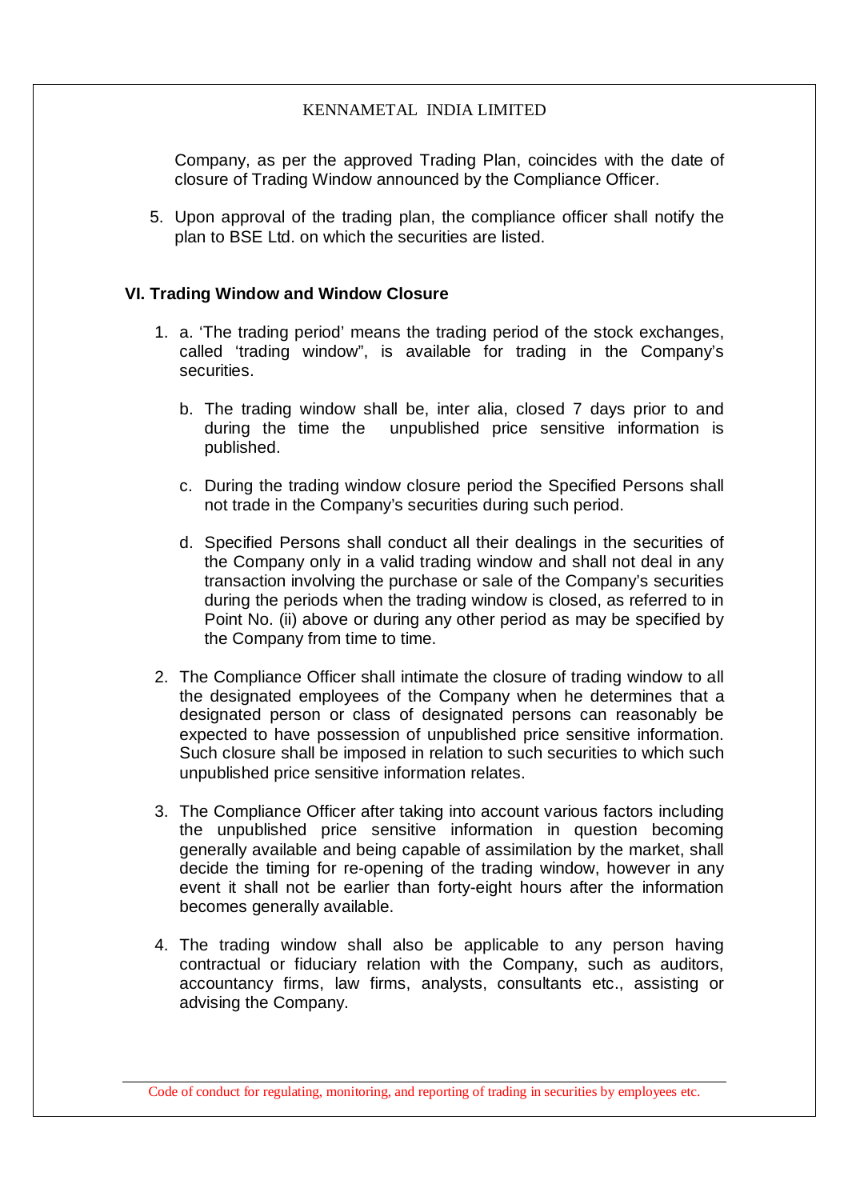Company, as per the approved Trading Plan, coincides with the date of closure of Trading Window announced by the Compliance Officer.

5. Upon approval of the trading plan, the compliance officer shall notify the plan to BSE Ltd. on which the securities are listed.

### VI. Trading Window and Window Closure

1. a. 'The trading period' means the trading period of the stock exchanges, called 'trading window", is available for trading in the Company's securities.

   b. The trading window shall be, inter alia, closed 7 days prior to and during the time the unpublished price sensitive information is published.

   c. During the trading window closure period the Specified Persons shall not trade in the Company's securities during such period.

   d. Specified Persons shall conduct all their dealings in the securities of the Company only in a valid trading window and shall not deal in any transaction involving the purchase or sale of the Company's securities during the periods when the trading window is closed, as referred to in Point No. (ii) above or during any other period as may be specified by the Company from time to time.

2. The Compliance Officer shall intimate the closure of trading window to all the designated employees of the Company when he determines that a designated person or class of designated persons can reasonably be expected to have possession of unpublished price sensitive information. Such closure shall be imposed in relation to such securities to which such unpublished price sensitive information relates.

3. The Compliance Officer after taking into account various factors including the unpublished price sensitive information in question becoming generally available and being capable of assimilation by the market, shall decide the timing for re-opening of the trading window, however in any event it shall not be earlier than forty-eight hours after the information becomes generally available.

4. The trading window shall also be applicable to any person having contractual or fiduciary relation with the Company, such as auditors, accountancy firms, law firms, analysts, consultants etc., assisting or advising the Company.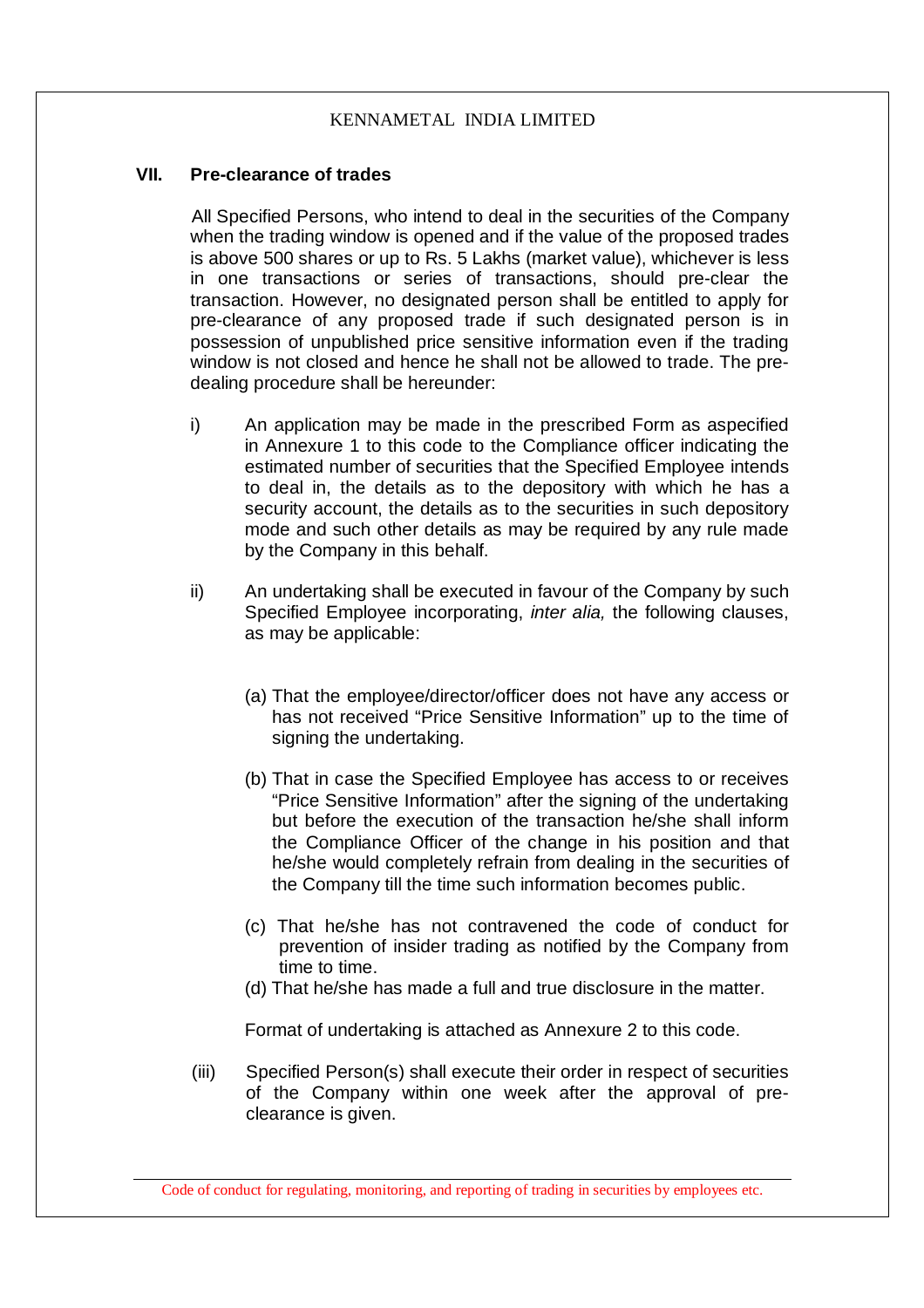## VII. Pre-clearance of trades

All Specified Persons, who intend to deal in the securities of the Company when the trading window is opened and if the value of the proposed trades is above 500 shares or up to Rs. 5 Lakhs (market value), whichever is less in one transactions or series of transactions, should pre-clear the transaction. However, no designated person shall be entitled to apply for pre-clearance of any proposed trade if such designated person is in possession of unpublished price sensitive information even if the trading window is not closed and hence he shall not be allowed to trade. The pre-dealing procedure shall be hereunder:

i) An application may be made in the prescribed Form as aspecified in Annexure 1 to this code to the Compliance officer indicating the estimated number of securities that the Specified Employee intends to deal in, the details as to the depository with which he has a security account, the details as to the securities in such depository mode and such other details as may be required by any rule made by the Company in this behalf.

ii) An undertaking shall be executed in favour of the Company by such Specified Employee incorporating, *inter alia,* the following clauses, as may be applicable:

   (a) That the employee/director/officer does not have any access or has not received "Price Sensitive Information" up to the time of signing the undertaking.

   (b) That in case the Specified Employee has access to or receives "Price Sensitive Information" after the signing of the undertaking but before the execution of the transaction he/she shall inform the Compliance Officer of the change in his position and that he/she would completely refrain from dealing in the securities of the Company till the time such information becomes public.

   (c) That he/she has not contravened the code of conduct for prevention of insider trading as notified by the Company from time to time.

   (d) That he/she has made a full and true disclosure in the matter.

   Format of undertaking is attached as Annexure 2 to this code.

(iii) Specified Person(s) shall execute their order in respect of securities of the Company within one week after the approval of pre-clearance is given.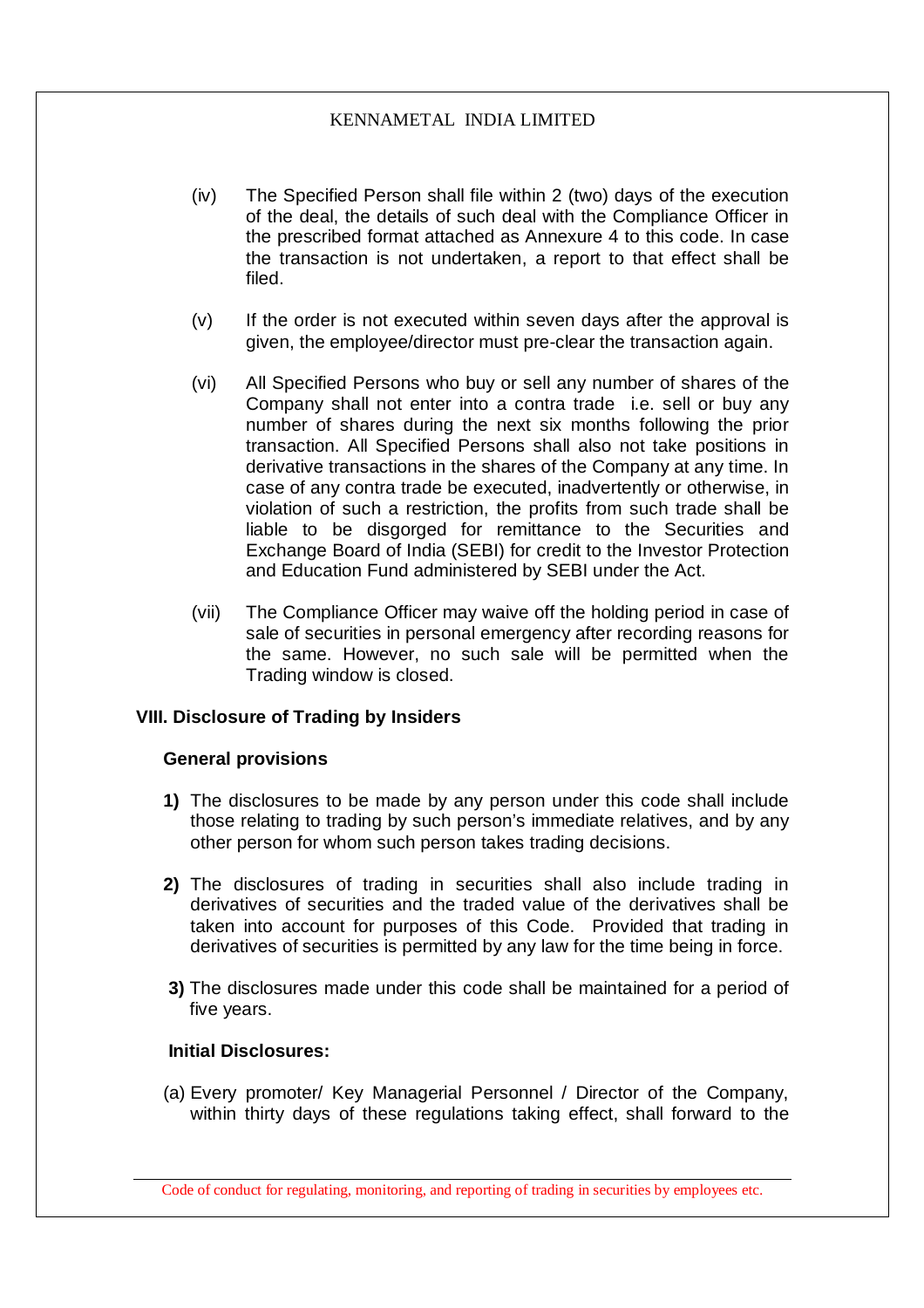(iv) The Specified Person shall file within 2 (two) days of the execution of the deal, the details of such deal with the Compliance Officer in the prescribed format attached as Annexure 4 to this code. In case the transaction is not undertaken, a report to that effect shall be filed.

(v) If the order is not executed within seven days after the approval is given, the employee/director must pre-clear the transaction again.

(vi) All Specified Persons who buy or sell any number of shares of the Company shall not enter into a contra trade i.e. sell or buy any number of shares during the next six months following the prior transaction. All Specified Persons shall also not take positions in derivative transactions in the shares of the Company at any time. In case of any contra trade be executed, inadvertently or otherwise, in violation of such a restriction, the profits from such trade shall be liable to be disgorged for remittance to the Securities and Exchange Board of India (SEBI) for credit to the Investor Protection and Education Fund administered by SEBI under the Act.

(vii) The Compliance Officer may waive off the holding period in case of sale of securities in personal emergency after recording reasons for the same. However, no such sale will be permitted when the Trading window is closed.

## VIII. Disclosure of Trading by Insiders

### General provisions

**1)** The disclosures to be made by any person under this code shall include those relating to trading by such person's immediate relatives, and by any other person for whom such person takes trading decisions.

**2)** The disclosures of trading in securities shall also include trading in derivatives of securities and the traded value of the derivatives shall be taken into account for purposes of this Code. Provided that trading in derivatives of securities is permitted by any law for the time being in force.

**3)** The disclosures made under this code shall be maintained for a period of five years.

### Initial Disclosures:

(a) Every promoter/ Key Managerial Personnel / Director of the Company, within thirty days of these regulations taking effect, shall forward to the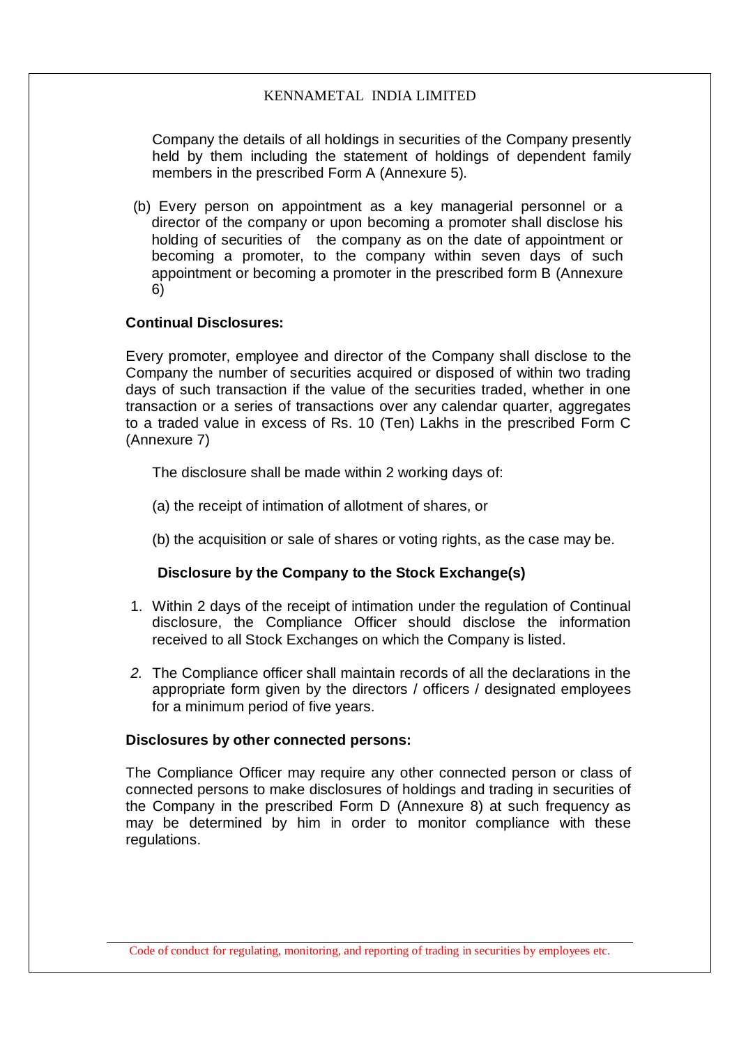Company the details of all holdings in securities of the Company presently held by them including the statement of holdings of dependent family members in the prescribed Form A (Annexure 5).

(b) Every person on appointment as a key managerial personnel or a director of the company or upon becoming a promoter shall disclose his holding of securities of the company as on the date of appointment or becoming a promoter, to the company within seven days of such appointment or becoming a promoter in the prescribed form B (Annexure 6)

**Continual Disclosures:**

Every promoter, employee and director of the Company shall disclose to the Company the number of securities acquired or disposed of within two trading days of such transaction if the value of the securities traded, whether in one transaction or a series of transactions over any calendar quarter, aggregates to a traded value in excess of Rs. 10 (Ten) Lakhs in the prescribed Form C (Annexure 7)

The disclosure shall be made within 2 working days of:

(a) the receipt of intimation of allotment of shares, or

(b) the acquisition or sale of shares or voting rights, as the case may be.

**Disclosure by the Company to the Stock Exchange(s)**

1. Within 2 days of the receipt of intimation under the regulation of Continual disclosure, the Compliance Officer should disclose the information received to all Stock Exchanges on which the Company is listed.
2. The Compliance officer shall maintain records of all the declarations in the appropriate form given by the directors / officers / designated employees for a minimum period of five years.

**Disclosures by other connected persons:**

The Compliance Officer may require any other connected person or class of connected persons to make disclosures of holdings and trading in securities of the Company in the prescribed Form D (Annexure 8) at such frequency as may be determined by him in order to monitor compliance with these regulations.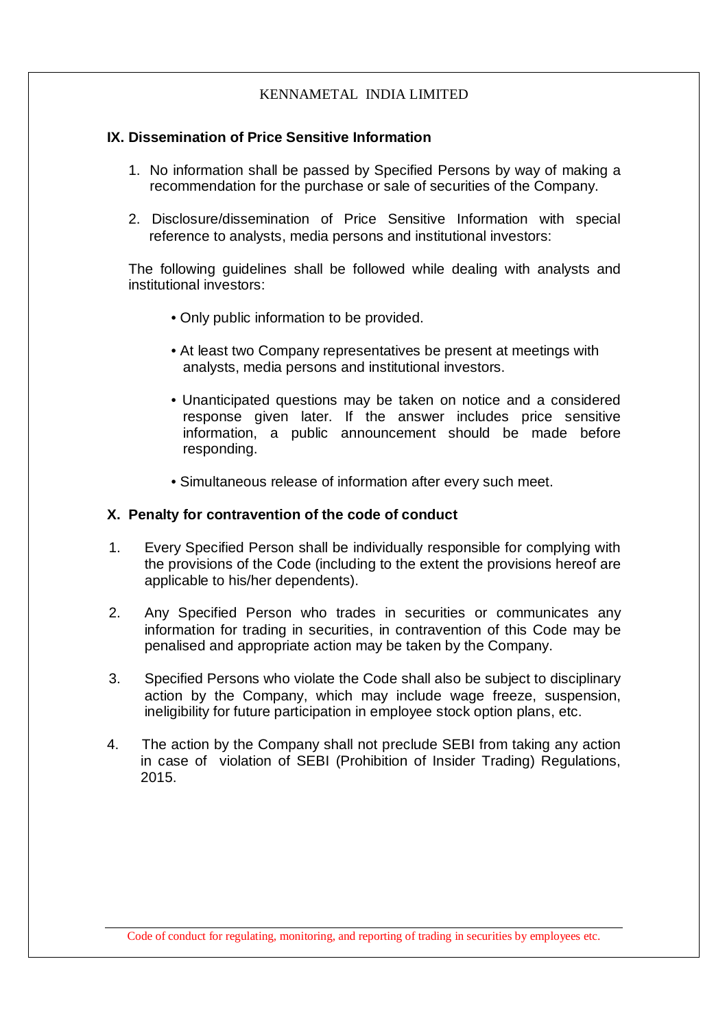## IX. Dissemination of Price Sensitive Information

1. No information shall be passed by Specified Persons by way of making a recommendation for the purchase or sale of securities of the Company.

2. Disclosure/dissemination of Price Sensitive Information with special reference to analysts, media persons and institutional investors:

The following guidelines shall be followed while dealing with analysts and institutional investors:

- Only public information to be provided.
- At least two Company representatives be present at meetings with analysts, media persons and institutional investors.
- Unanticipated questions may be taken on notice and a considered response given later. If the answer includes price sensitive information, a public announcement should be made before responding.
- Simultaneous release of information after every such meet.

## X. Penalty for contravention of the code of conduct

1. Every Specified Person shall be individually responsible for complying with the provisions of the Code (including to the extent the provisions hereof are applicable to his/her dependents).

2. Any Specified Person who trades in securities or communicates any information for trading in securities, in contravention of this Code may be penalised and appropriate action may be taken by the Company.

3. Specified Persons who violate the Code shall also be subject to disciplinary action by the Company, which may include wage freeze, suspension, ineligibility for future participation in employee stock option plans, etc.

4. The action by the Company shall not preclude SEBI from taking any action in case of violation of SEBI (Prohibition of Insider Trading) Regulations, 2015.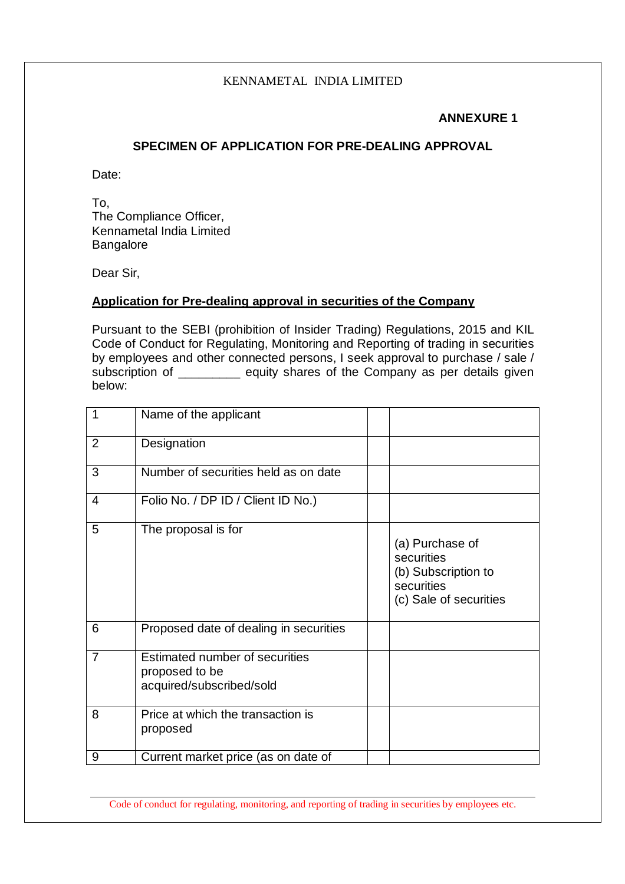KENNAMETAL INDIA LIMITED

**ANNEXURE 1**

## SPECIMEN OF APPLICATION FOR PRE-DEALING APPROVAL

Date:

To,
The Compliance Officer,
Kennametal India Limited
Bangalore

Dear Sir,

**Application for Pre-dealing approval in securities of the Company**

Pursuant to the SEBI (prohibition of Insider Trading) Regulations, 2015 and KIL Code of Conduct for Regulating, Monitoring and Reporting of trading in securities by employees and other connected persons, I seek approval to purchase / sale / subscription of _________ equity shares of the Company as per details given below:

| | | | |
|---|---|---|---|
| 1 | Name of the applicant | | |
| 2 | Designation | | |
| 3 | Number of securities held as on date | | |
| 4 | Folio No. / DP ID / Client ID No.) | | |
| 5 | The proposal is for | | (a) Purchase of securities<br>(b) Subscription to securities<br>(c) Sale of securities |
| 6 | Proposed date of dealing in securities | | |
| 7 | Estimated number of securities proposed to be acquired/subscribed/sold | | |
| 8 | Price at which the transaction is proposed | | |
| 9 | Current market price (as on date of | | |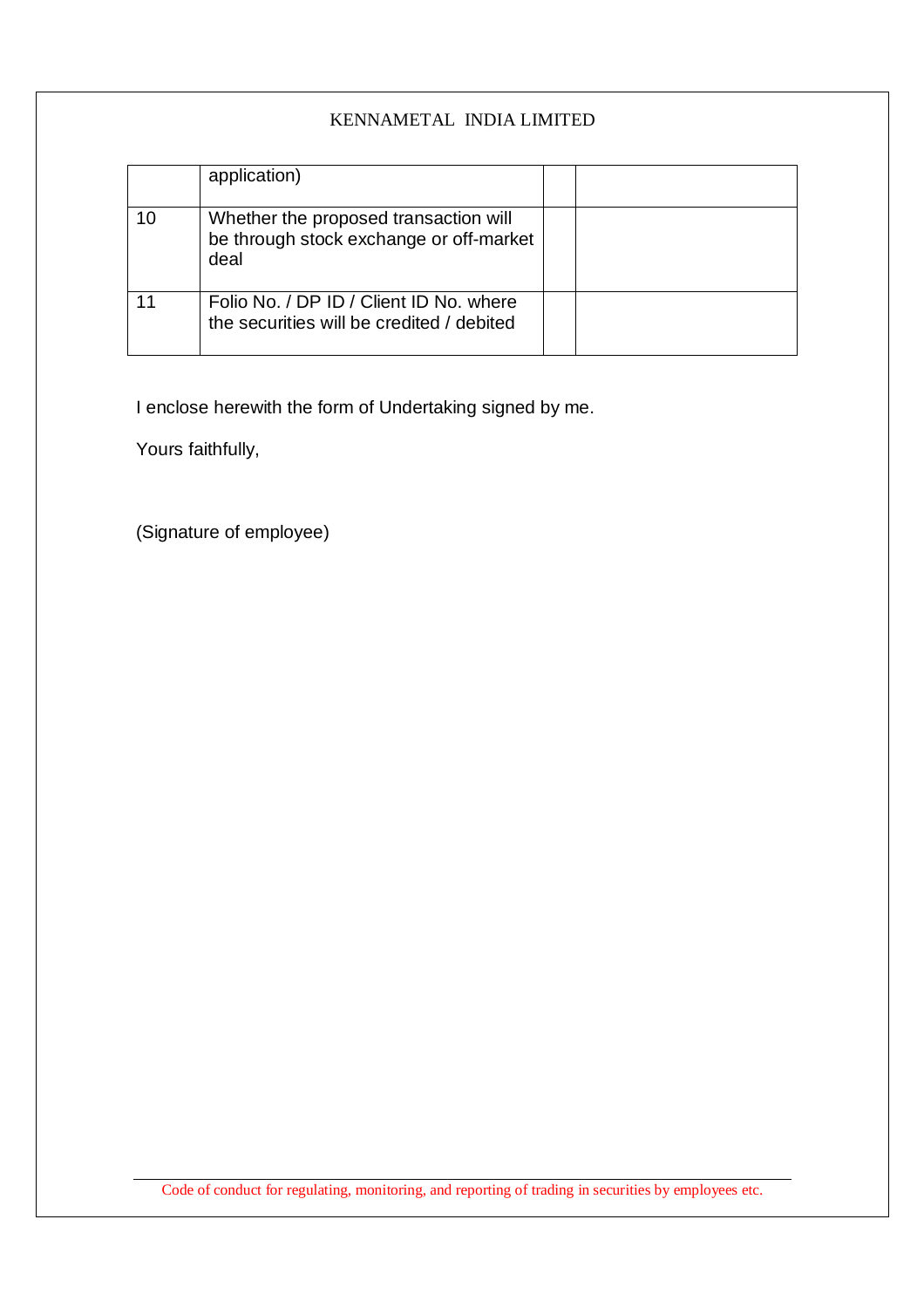| | | | |
|---|---|---|---|
| | application) | | |
| 10 | Whether the proposed transaction will be through stock exchange or off-market deal | | |
| 11 | Folio No. / DP ID / Client ID No. where the securities will be credited / debited | | |

I enclose herewith the form of Undertaking signed by me.

Yours faithfully,

(Signature of employee)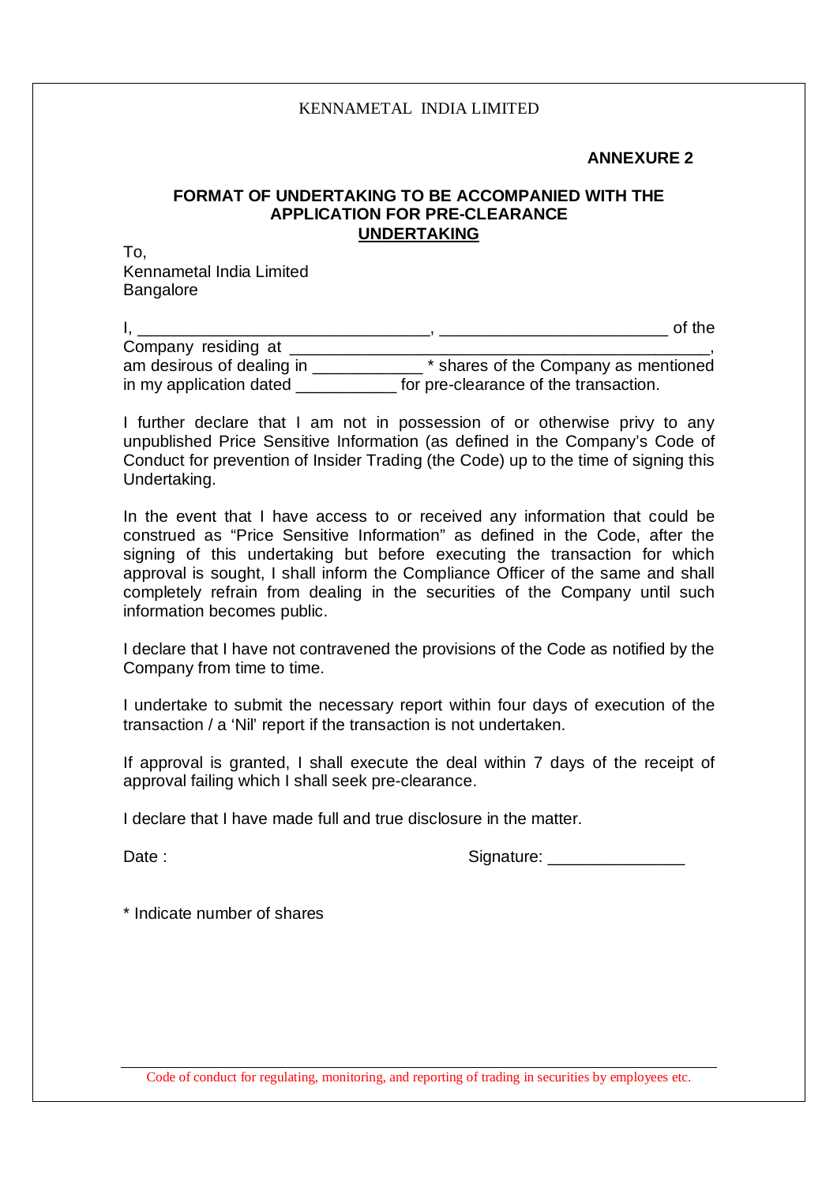KENNAMETAL INDIA LIMITED

**ANNEXURE 2**

**FORMAT OF UNDERTAKING TO BE ACCOMPANIED WITH THE APPLICATION FOR PRE-CLEARANCE**

**UNDERTAKING**

To,
Kennametal India Limited
Bangalore

I, _________________________________, ________________________ of the Company residing at _________________________________________________, am desirous of dealing in ____________ * shares of the Company as mentioned in my application dated ___________ for pre-clearance of the transaction.

I further declare that I am not in possession of or otherwise privy to any unpublished Price Sensitive Information (as defined in the Company's Code of Conduct for prevention of Insider Trading (the Code) up to the time of signing this Undertaking.

In the event that I have access to or received any information that could be construed as "Price Sensitive Information" as defined in the Code, after the signing of this undertaking but before executing the transaction for which approval is sought, I shall inform the Compliance Officer of the same and shall completely refrain from dealing in the securities of the Company until such information becomes public.

I declare that I have not contravened the provisions of the Code as notified by the Company from time to time.

I undertake to submit the necessary report within four days of execution of the transaction / a 'Nil' report if the transaction is not undertaken.

If approval is granted, I shall execute the deal within 7 days of the receipt of approval failing which I shall seek pre-clearance.

I declare that I have made full and true disclosure in the matter.

Date :                                                                 Signature: _______________

* Indicate number of shares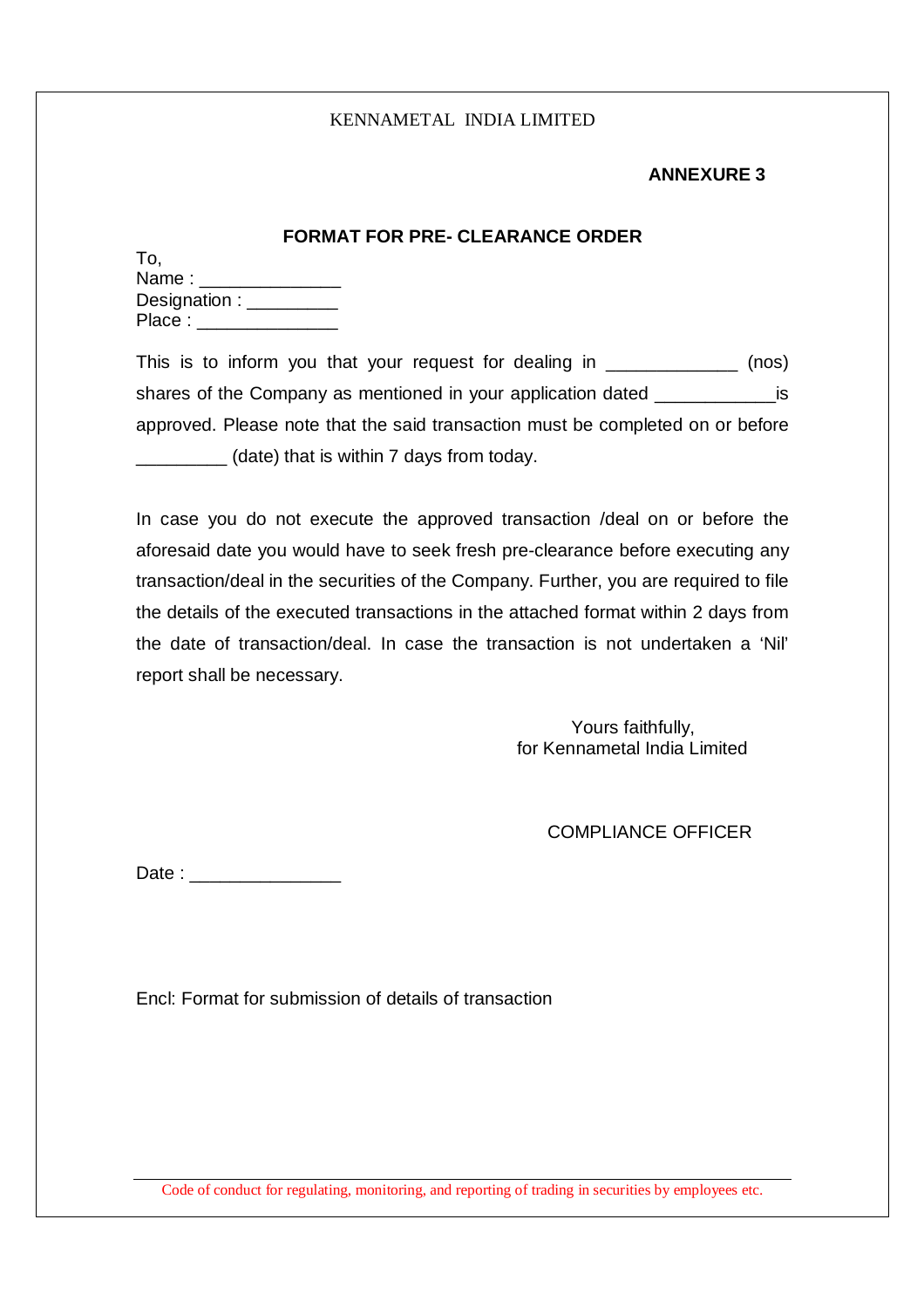KENNAMETAL INDIA LIMITED

**ANNEXURE 3**

## FORMAT FOR PRE- CLEARANCE ORDER

To,
Name : ______________
Designation : _________
Place : ______________

This is to inform you that your request for dealing in _____________ (nos) shares of the Company as mentioned in your application dated ____________is approved. Please note that the said transaction must be completed on or before _________ (date) that is within 7 days from today.

In case you do not execute the approved transaction /deal on or before the aforesaid date you would have to seek fresh pre-clearance before executing any transaction/deal in the securities of the Company. Further, you are required to file the details of the executed transactions in the attached format within 2 days from the date of transaction/deal. In case the transaction is not undertaken a 'Nil' report shall be necessary.

Yours faithfully,
for Kennametal India Limited

COMPLIANCE OFFICER

Date : _______________

Encl: Format for submission of details of transaction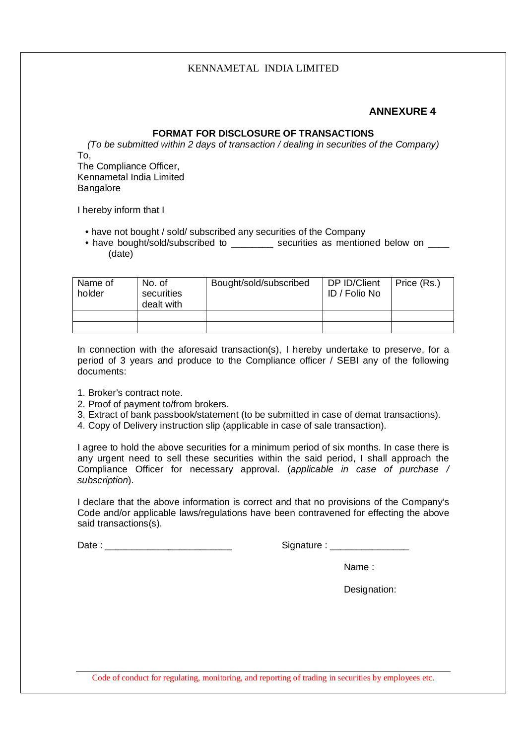KENNAMETAL INDIA LIMITED

**ANNEXURE 4**

**FORMAT FOR DISCLOSURE OF TRANSACTIONS**

*(To be submitted within 2 days of transaction / dealing in securities of the Company)*

To,
The Compliance Officer,
Kennametal India Limited
Bangalore

I hereby inform that I

- have not bought / sold/ subscribed any securities of the Company
- have bought/sold/subscribed to ________ securities as mentioned below on ____ (date)

| Name of holder | No. of securities dealt with | Bought/sold/subscribed | DP ID/Client ID / Folio No | Price (Rs.) |
|---|---|---|---|---|
| | | | | |
| | | | | |

In connection with the aforesaid transaction(s), I hereby undertake to preserve, for a period of 3 years and produce to the Compliance officer / SEBI any of the following documents:

1. Broker's contract note.
2. Proof of payment to/from brokers.
3. Extract of bank passbook/statement (to be submitted in case of demat transactions).
4. Copy of Delivery instruction slip (applicable in case of sale transaction).

I agree to hold the above securities for a minimum period of six months. In case there is any urgent need to sell these securities within the said period, I shall approach the Compliance Officer for necessary approval. (*applicable in case of purchase / subscription*).

I declare that the above information is correct and that no provisions of the Company's Code and/or applicable laws/regulations have been contravened for effecting the above said transactions(s).

Date : ________________________ Signature : _______________

Name :

Designation: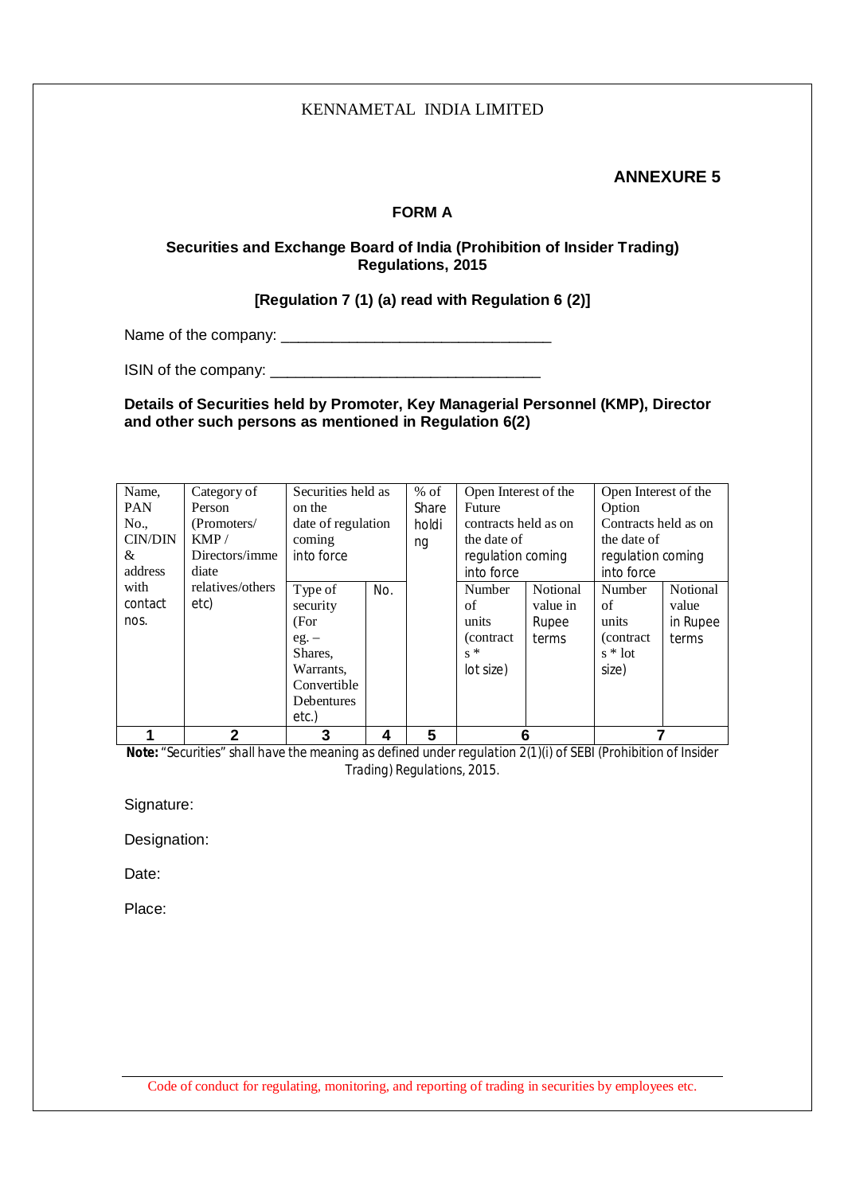KENNAMETAL INDIA LIMITED

**ANNEXURE 5**

## FORM A

### Securities and Exchange Board of India (Prohibition of Insider Trading) Regulations, 2015

### [Regulation 7 (1) (a) read with Regulation 6 (2)]

Name of the company: ________________________________

ISIN of the company: ________________________________

**Details of Securities held by Promoter, Key Managerial Personnel (KMP), Director and other such persons as mentioned in Regulation 6(2)**

| Name, PAN No., CIN/DIN & address with contact nos. | Category of Person (Promoters/ KMP / Directors/immediate relatives/others etc) | Securities held as on the date of regulation coming into force | | % of Share holding | Open Interest of the Future contracts held as on the date of regulation coming into force | | Open Interest of the Option Contracts held as on the date of regulation coming into force | |
|---|---|---|---|---|---|---|---|---|
| | | Type of security (For eg. – Shares, Warrants, Convertible Debentures etc.) | No. | | Number of units (contracts * lot size) | Notional value in Rupee terms | Number of units (contracts * lot size) | Notional value in Rupee terms |
| **1** | **2** | **3** | **4** | **5** | **6** | | **7** | |

**Note:** "Securities" shall have the meaning as defined under regulation 2(1)(i) of SEBI (Prohibition of Insider Trading) Regulations, 2015.

Signature:

Designation:

Date:

Place: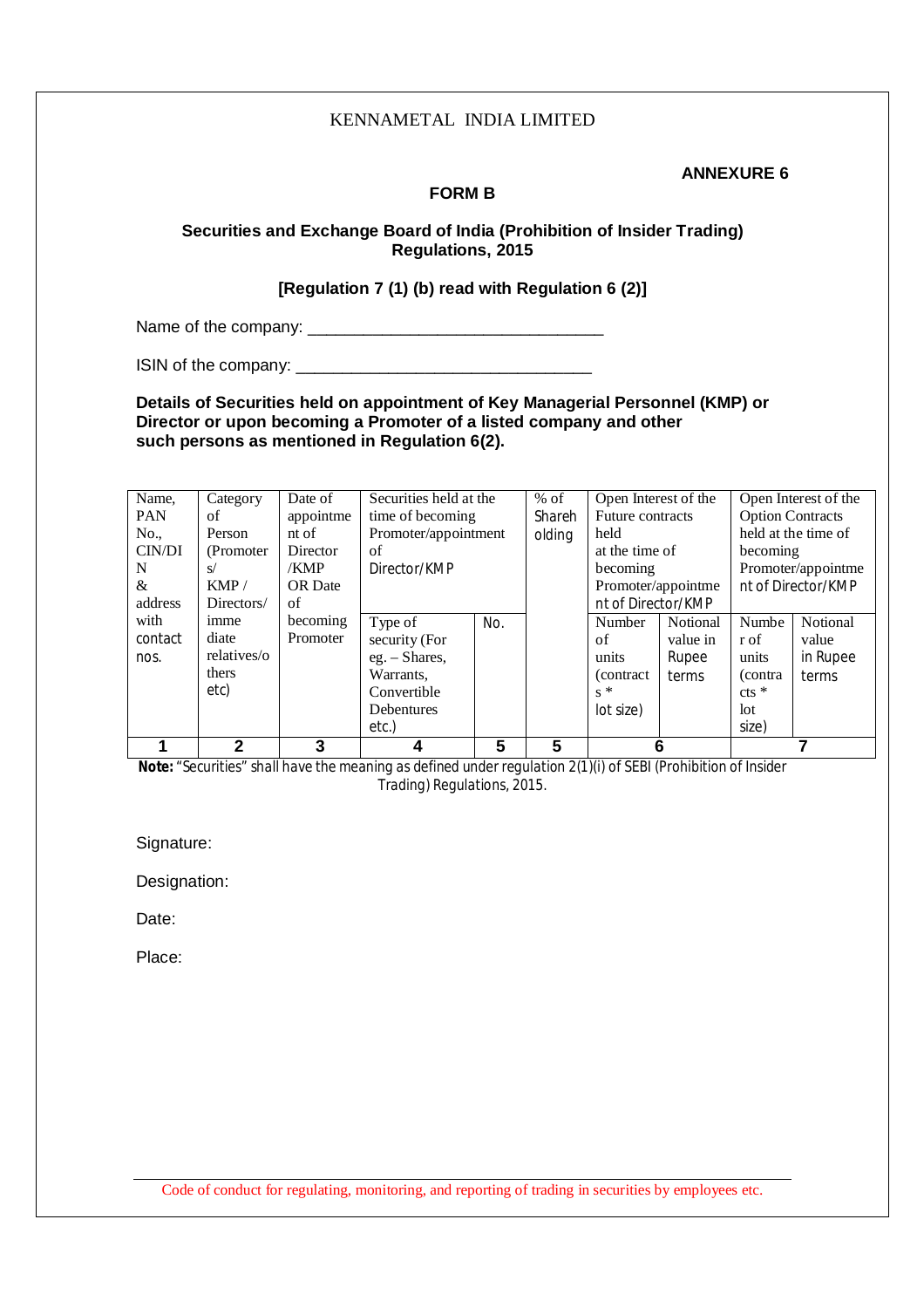KENNAMETAL INDIA LIMITED

**ANNEXURE 6**

## FORM B

### Securities and Exchange Board of India (Prohibition of Insider Trading) Regulations, 2015

### [Regulation 7 (1) (b) read with Regulation 6 (2)]

Name of the company: ________________________________

ISIN of the company: ________________________________

**Details of Securities held on appointment of Key Managerial Personnel (KMP) or Director or upon becoming a Promoter of a listed company and other such persons as mentioned in Regulation 6(2).**

| Name, PAN No., CIN/DIN & address with contact nos. | Category of Person (Promoters/ KMP / Directors/ immediate relatives/others etc) | Date of appointment of Director /KMP OR Date of becoming Promoter | Securities held at the time of becoming Promoter/appointment of Director/KMP | | % of Shareholding | Open Interest of the Future contracts held at the time of becoming Promoter/appointment of Director/KMP | | Open Interest of the Option Contracts held at the time of becoming Promoter/appointment of Director/KMP | |
|---|---|---|---|---|---|---|---|---|---|
| | | | Type of security (For eg. – Shares, Warrants, Convertible Debentures etc.) | No. | | Number of units (contracts * lot size) | Notional value in Rupee terms | Number of units (contracts * lot size) | Notional value in Rupee terms |
| **1** | **2** | **3** | **4** | **5** | **5** | **6** | | **7** | |

**Note:** "Securities" shall have the meaning as defined under regulation 2(1)(i) of SEBI (Prohibition of Insider Trading) Regulations, 2015.

Signature:

Designation:

Date:

Place: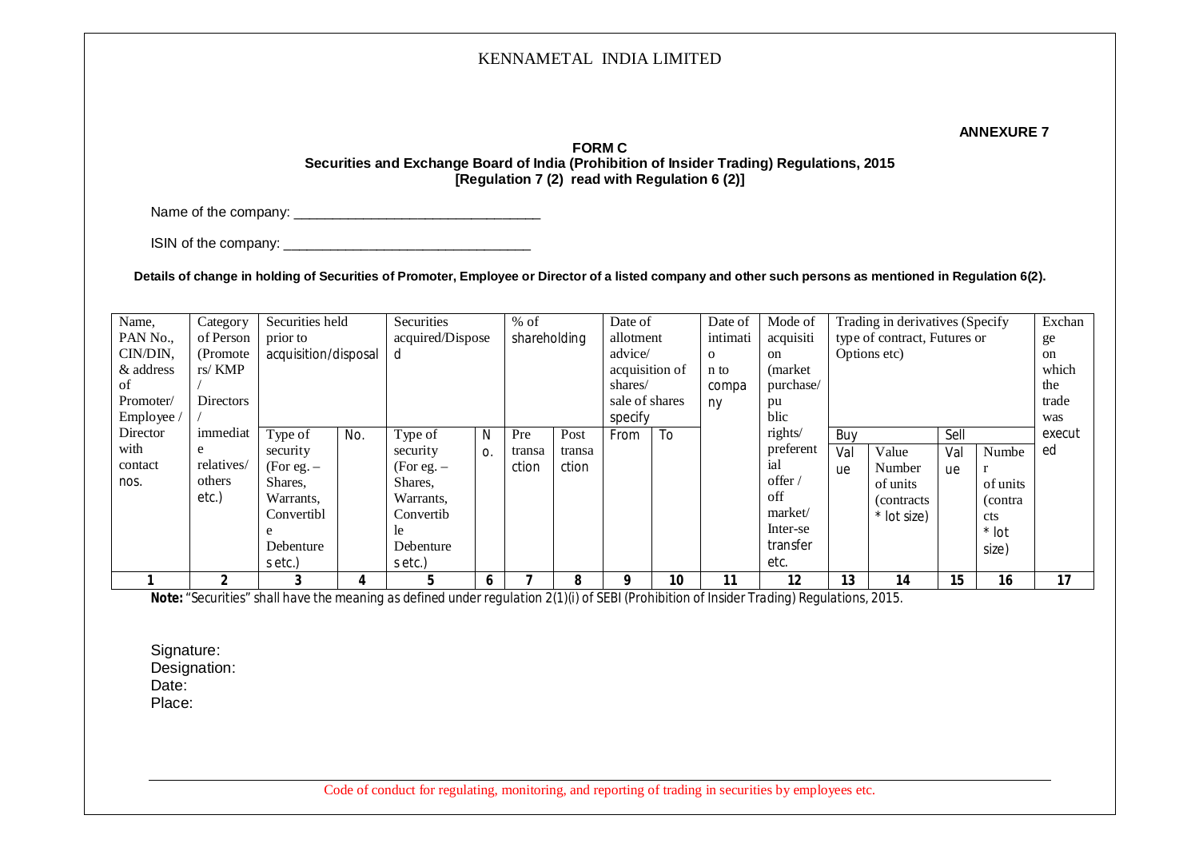**ANNEXURE 7**

**FORM C**
**Securities and Exchange Board of India (Prohibition of Insider Trading) Regulations, 2015**
**[Regulation 7 (2) read with Regulation 6 (2)]**

Name of the company: ________________________________

ISIN of the company: ________________________________

**Details of change in holding of Securities of Promoter, Employee or Director of a listed company and other such persons as mentioned in Regulation 6(2).**

| Name, PAN No., CIN/DIN, & address of Promoter/ Employee / Director with contact nos. | Category of Person (Promoters/ KMP / Directors / immediate relatives/ others etc.) | Securities held prior to acquisition/disposal | | Securities acquired/Disposed | | % of shareholding | | Date of allotment advice/ acquisition of shares/ sale of shares specify | | Date of intimation to company | Mode of acquisition (market purchase/ public rights/ preferential offer / off market/ Inter-se transfer etc. | Trading in derivatives (Specify type of contract, Futures or Options etc) | | | | Exchange on which the trade was executed |
|---|---|---|---|---|---|---|---|---|---|---|---|---|---|---|---|---|
| | | | | | | | | | | | | Buy | | Sell | | |
| | | Type of security (For eg. – Shares, Warrants, Convertible Debentures etc.) | No. | Type of security (For eg. – Shares, Warrants, Convertible Debentures etc.) | No. | Pre transaction | Post transaction | From | To | | | Value | Number of units (contracts * lot size) | Value | Number of units (contracts * lot size) | |
| 1 | 2 | 3 | 4 | 5 | 6 | 7 | 8 | 9 | 10 | 11 | 12 | 13 | 14 | 15 | 16 | 17 |

**Note:** *"Securities" shall have the meaning as defined under regulation 2(1)(i) of SEBI (Prohibition of Insider Trading) Regulations, 2015.*

Signature:
Designation:
Date:
Place: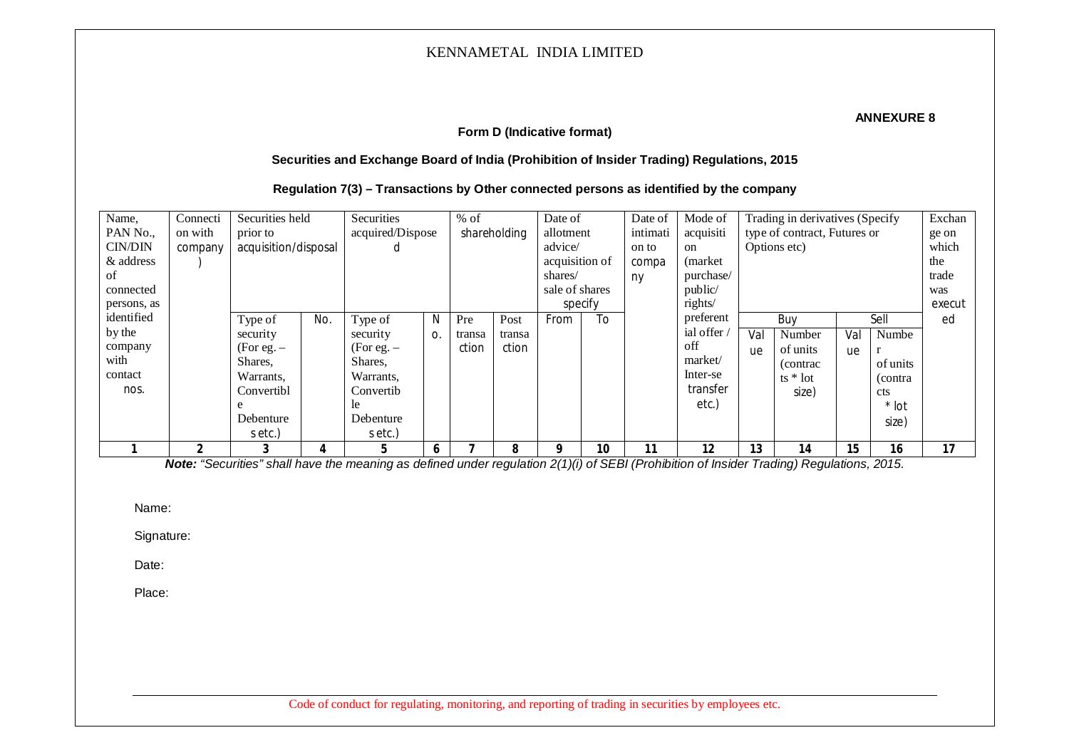KENNAMETAL INDIA LIMITED

**ANNEXURE 8**

**Form D (Indicative format)**

**Securities and Exchange Board of India (Prohibition of Insider Trading) Regulations, 2015**

**Regulation 7(3) – Transactions by Other connected persons as identified by the company**

| Name, PAN No., CIN/DIN & address of connected persons, as identified by the company with contact nos. | Connection with company) | Securities held prior to acquisition/disposal | | Securities acquired/Disposed | | % of shareholding | | Date of allotment advice/ acquisition of shares/ sale of shares specify | | Date of intimation to company | Mode of acquisition (market purchase/ public/ rights/ preferential offer / off market/ Inter-se transfer etc.) | Trading in derivatives (Specify type of contract, Futures or Options etc) | | | | Exchange on which the trade was executed |
|---|---|---|---|---|---|---|---|---|---|---|---|---|---|---|---|---|
| | | Type of security (For eg. – Shares, Warrants, Convertible Debentures etc.) | No. | Type of security (For eg. – Shares, Warrants, Convertible Debentures etc.) | No. | Pre transaction | Post transaction | From | To | | | Buy | | Sell | | |
| | | | | | | | | | | | | Value | Number of units (contracts * lot size) | Value | Number of units (contracts * lot size) | |
| 1 | 2 | 3 | 4 | 5 | 6 | 7 | 8 | 9 | 10 | 11 | 12 | 13 | 14 | 15 | 16 | 17 |

***Note:*** *"Securities" shall have the meaning as defined under regulation 2(1)(i) of SEBI (Prohibition of Insider Trading) Regulations, 2015.*

Name:

Signature:

Date:

Place: